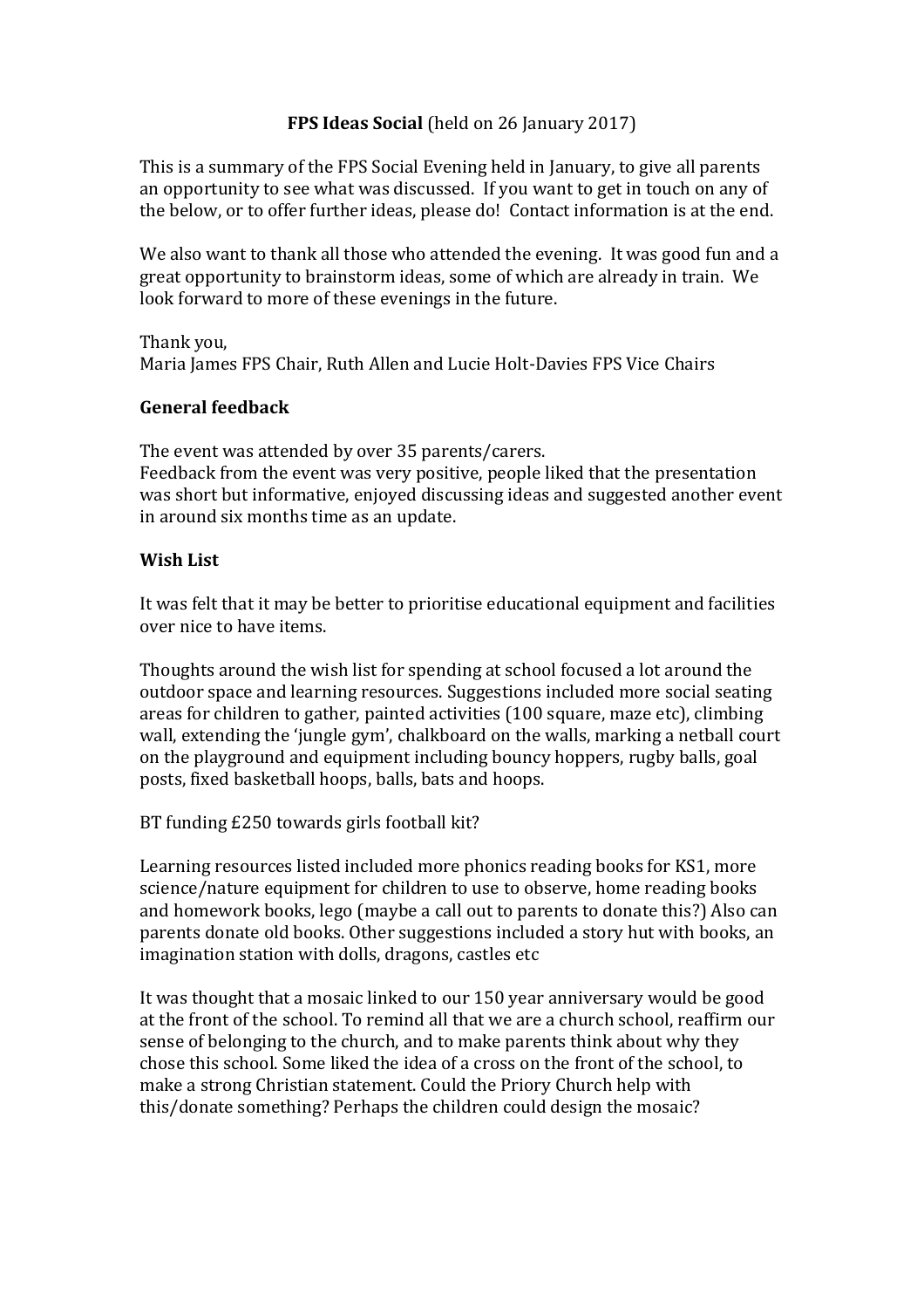**FPS Ideas Social** (held on 26 January 2017)

This is a summary of the FPS Social Evening held in January, to give all parents an opportunity to see what was discussed. If you want to get in touch on any of the below, or to offer further ideas, please do! Contact information is at the end.

We also want to thank all those who attended the evening. It was good fun and a great opportunity to brainstorm ideas, some of which are already in train. We look forward to more of these evenings in the future.

Thank you,
Maria James FPS Chair, Ruth Allen and Lucie Holt-Davies FPS Vice Chairs

**General feedback**

The event was attended by over 35 parents/carers.
Feedback from the event was very positive, people liked that the presentation was short but informative, enjoyed discussing ideas and suggested another event in around six months time as an update.

**Wish List**

It was felt that it may be better to prioritise educational equipment and facilities over nice to have items.

Thoughts around the wish list for spending at school focused a lot around the outdoor space and learning resources. Suggestions included more social seating areas for children to gather, painted activities (100 square, maze etc), climbing wall, extending the 'jungle gym', chalkboard on the walls, marking a netball court on the playground and equipment including bouncy hoppers, rugby balls, goal posts, fixed basketball hoops, balls, bats and hoops.

BT funding £250 towards girls football kit?

Learning resources listed included more phonics reading books for KS1, more science/nature equipment for children to use to observe, home reading books and homework books, lego (maybe a call out to parents to donate this?) Also can parents donate old books. Other suggestions included a story hut with books, an imagination station with dolls, dragons, castles etc

It was thought that a mosaic linked to our 150 year anniversary would be good at the front of the school. To remind all that we are a church school, reaffirm our sense of belonging to the church, and to make parents think about why they chose this school. Some liked the idea of a cross on the front of the school, to make a strong Christian statement. Could the Priory Church help with this/donate something? Perhaps the children could design the mosaic?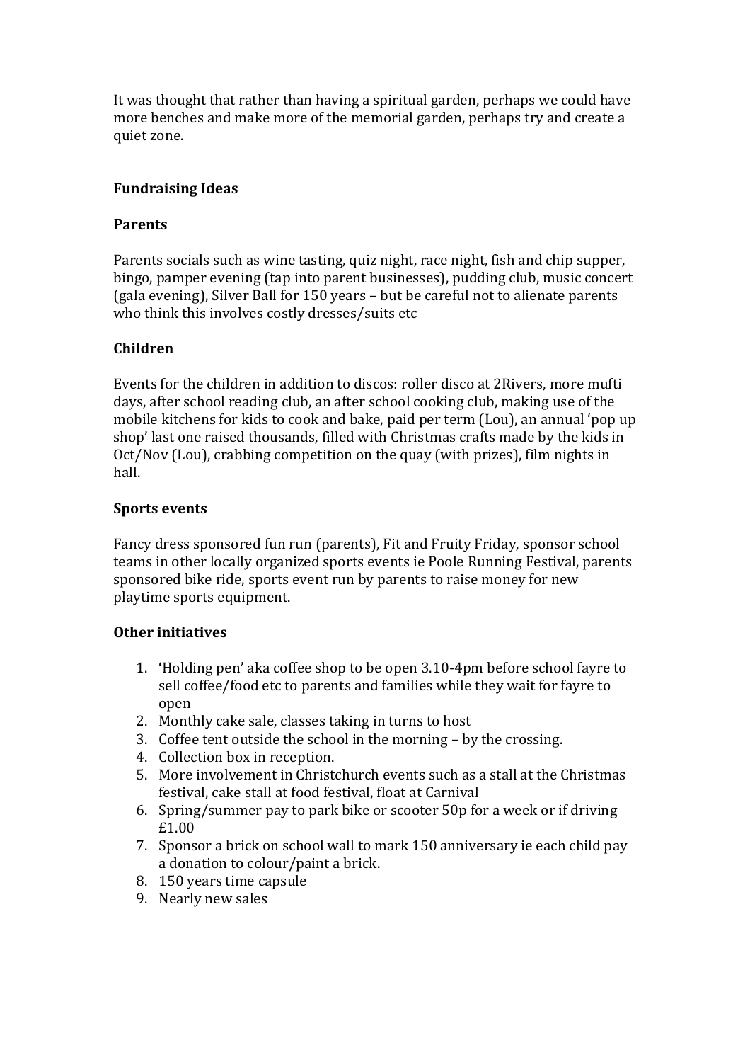It was thought that rather than having a spiritual garden, perhaps we could have more benches and make more of the memorial garden, perhaps try and create a quiet zone.

**Fundraising Ideas**

**Parents**

Parents socials such as wine tasting, quiz night, race night, fish and chip supper, bingo, pamper evening (tap into parent businesses), pudding club, music concert (gala evening), Silver Ball for 150 years – but be careful not to alienate parents who think this involves costly dresses/suits etc

**Children**

Events for the children in addition to discos: roller disco at 2Rivers, more mufti days, after school reading club, an after school cooking club, making use of the mobile kitchens for kids to cook and bake, paid per term (Lou), an annual 'pop up shop' last one raised thousands, filled with Christmas crafts made by the kids in Oct/Nov (Lou), crabbing competition on the quay (with prizes), film nights in hall.

**Sports events**

Fancy dress sponsored fun run (parents), Fit and Fruity Friday, sponsor school teams in other locally organized sports events ie Poole Running Festival, parents sponsored bike ride, sports event run by parents to raise money for new playtime sports equipment.

**Other initiatives**

1. 'Holding pen' aka coffee shop to be open 3.10-4pm before school fayre to sell coffee/food etc to parents and families while they wait for fayre to open
2. Monthly cake sale, classes taking in turns to host
3. Coffee tent outside the school in the morning – by the crossing.
4. Collection box in reception.
5. More involvement in Christchurch events such as a stall at the Christmas festival, cake stall at food festival, float at Carnival
6. Spring/summer pay to park bike or scooter 50p for a week or if driving £1.00
7. Sponsor a brick on school wall to mark 150 anniversary ie each child pay a donation to colour/paint a brick.
8. 150 years time capsule
9. Nearly new sales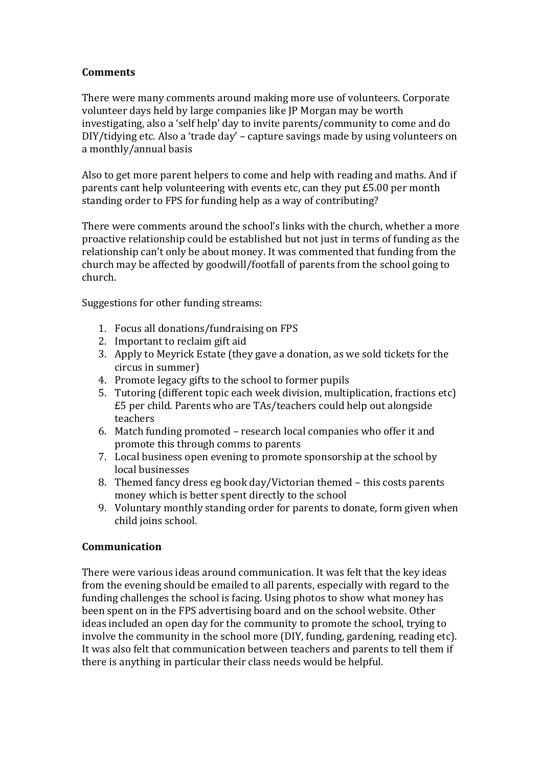**Comments**

There were many comments around making more use of volunteers. Corporate volunteer days held by large companies like JP Morgan may be worth investigating, also a 'self help' day to invite parents/community to come and do DIY/tidying etc. Also a 'trade day' – capture savings made by using volunteers on a monthly/annual basis

Also to get more parent helpers to come and help with reading and maths. And if parents cant help volunteering with events etc, can they put £5.00 per month standing order to FPS for funding help as a way of contributing?

There were comments around the school's links with the church, whether a more proactive relationship could be established but not just in terms of funding as the relationship can't only be about money. It was commented that funding from the church may be affected by goodwill/footfall of parents from the school going to church.

Suggestions for other funding streams:

1. Focus all donations/fundraising on FPS
2. Important to reclaim gift aid
3. Apply to Meyrick Estate (they gave a donation, as we sold tickets for the circus in summer)
4. Promote legacy gifts to the school to former pupils
5. Tutoring (different topic each week division, multiplication, fractions etc) £5 per child. Parents who are TAs/teachers could help out alongside teachers
6. Match funding promoted – research local companies who offer it and promote this through comms to parents
7. Local business open evening to promote sponsorship at the school by local businesses
8. Themed fancy dress eg book day/Victorian themed – this costs parents money which is better spent directly to the school
9. Voluntary monthly standing order for parents to donate, form given when child joins school.

**Communication**

There were various ideas around communication. It was felt that the key ideas from the evening should be emailed to all parents, especially with regard to the funding challenges the school is facing. Using photos to show what money has been spent on in the FPS advertising board and on the school website. Other ideas included an open day for the community to promote the school, trying to involve the community in the school more (DIY, funding, gardening, reading etc). It was also felt that communication between teachers and parents to tell them if there is anything in particular their class needs would be helpful.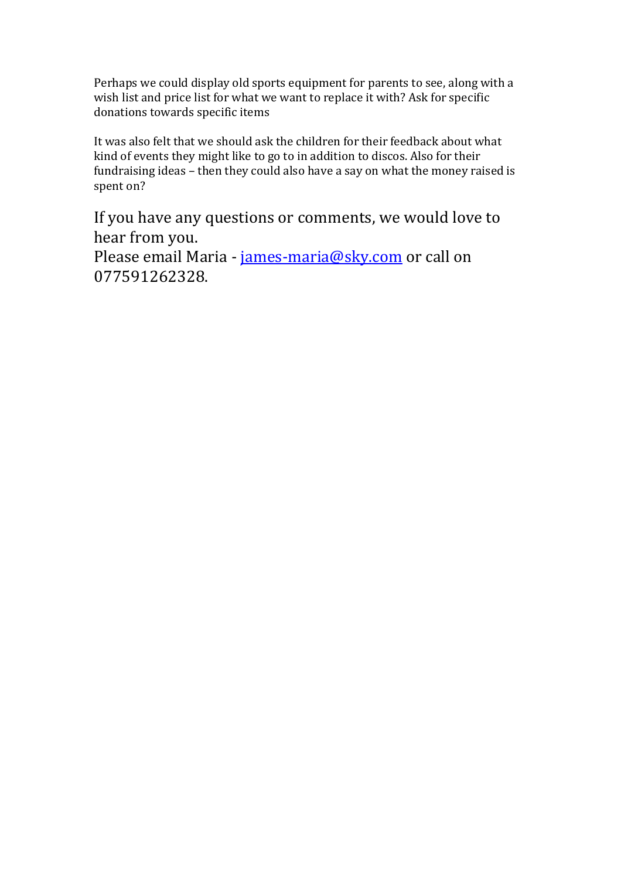Perhaps we could display old sports equipment for parents to see, along with a wish list and price list for what we want to replace it with? Ask for specific donations towards specific items

It was also felt that we should ask the children for their feedback about what kind of events they might like to go to in addition to discos. Also for their fundraising ideas – then they could also have a say on what the money raised is spent on?

If you have any questions or comments, we would love to hear from you.
Please email Maria - [james-maria@sky.com](mailto:james-maria@sky.com) or call on 077591262328.